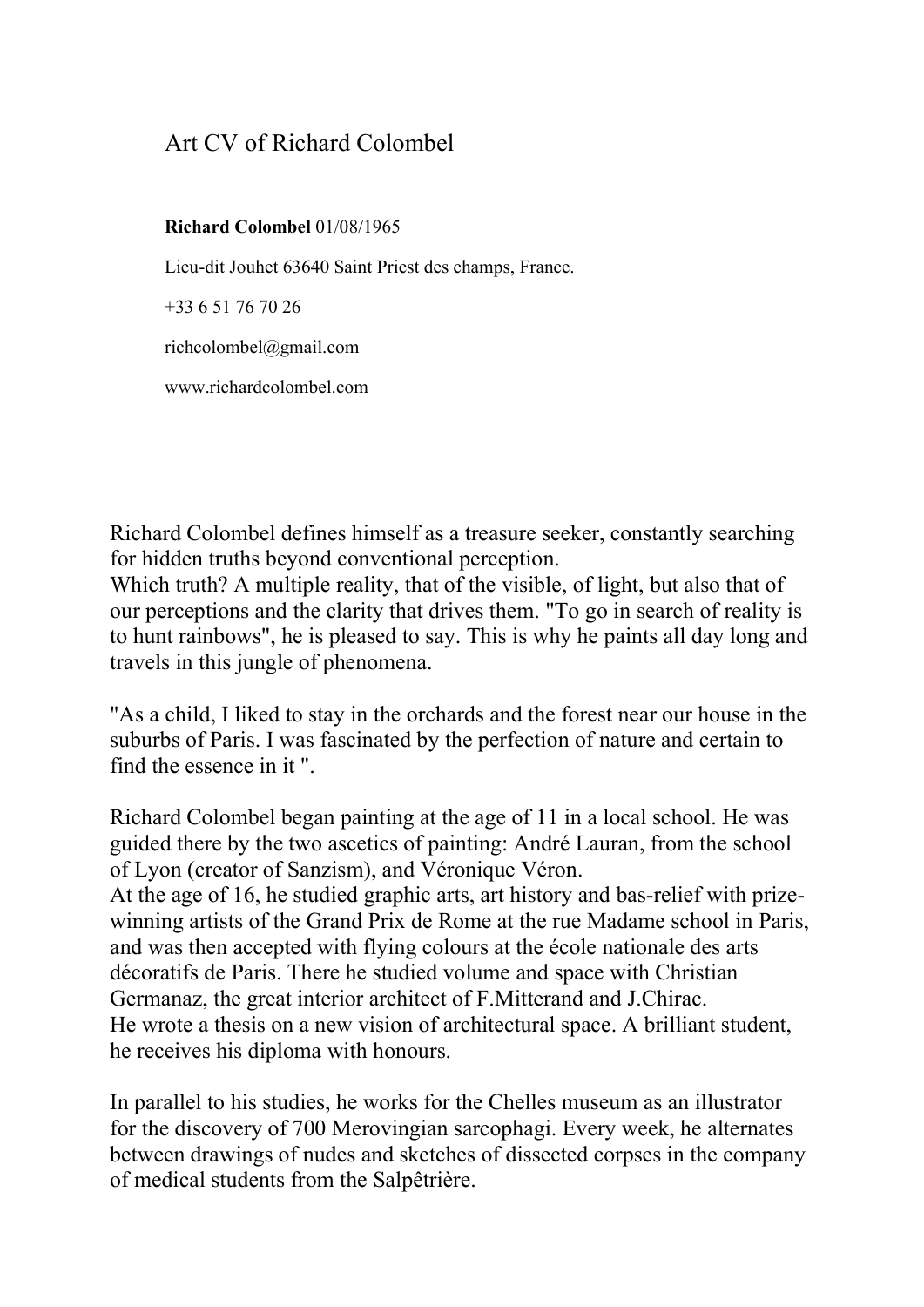# Art CV of Richard Colombel

**Richard Colombel** 01/08/1965

Lieu-dit Jouhet 63640 Saint Priest des champs, France.

+33 6 51 76 70 26

richcolombel@gmail.com

www.richardcolombel.com

Richard Colombel defines himself as a treasure seeker, constantly searching for hidden truths beyond conventional perception.
Which truth? A multiple reality, that of the visible, of light, but also that of our perceptions and the clarity that drives them. "To go in search of reality is to hunt rainbows", he is pleased to say. This is why he paints all day long and travels in this jungle of phenomena.

"As a child, I liked to stay in the orchards and the forest near our house in the suburbs of Paris. I was fascinated by the perfection of nature and certain to find the essence in it ".

Richard Colombel began painting at the age of 11 in a local school. He was guided there by the two ascetics of painting: André Lauran, from the school of Lyon (creator of Sanzism), and Véronique Véron.
At the age of 16, he studied graphic arts, art history and bas-relief with prize-winning artists of the Grand Prix de Rome at the rue Madame school in Paris, and was then accepted with flying colours at the école nationale des arts décoratifs de Paris. There he studied volume and space with Christian Germanaz, the great interior architect of F.Mitterand and J.Chirac.
He wrote a thesis on a new vision of architectural space. A brilliant student, he receives his diploma with honours.

In parallel to his studies, he works for the Chelles museum as an illustrator for the discovery of 700 Merovingian sarcophagi. Every week, he alternates between drawings of nudes and sketches of dissected corpses in the company of medical students from the Salpêtrière.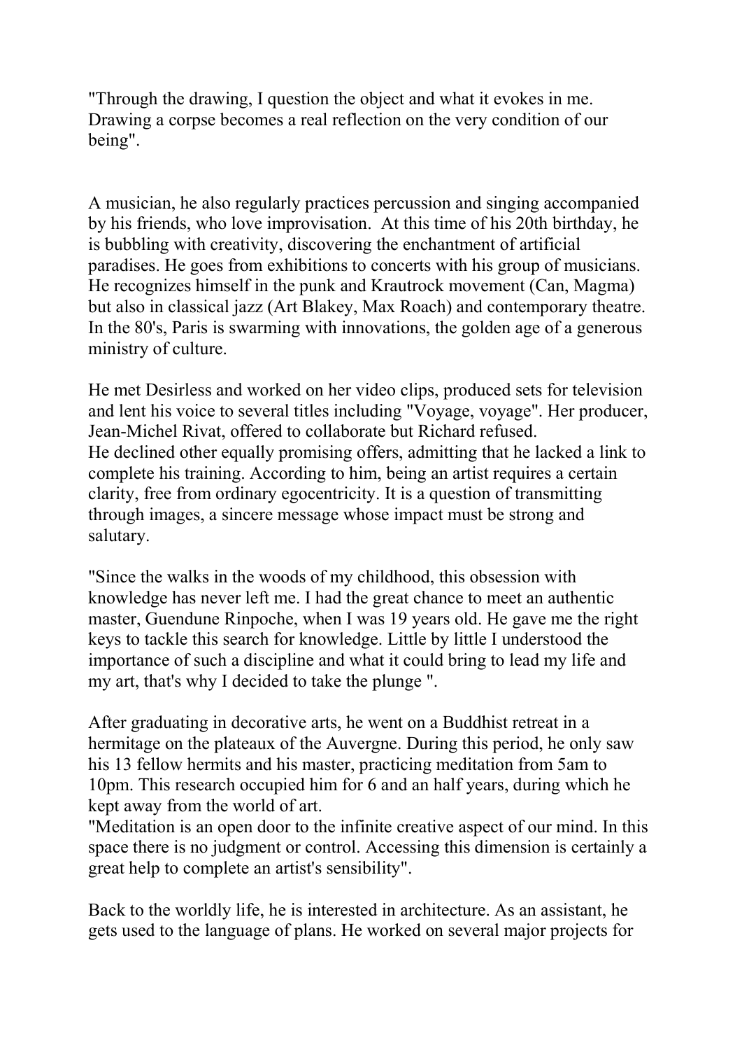"Through the drawing, I question the object and what it evokes in me. Drawing a corpse becomes a real reflection on the very condition of our being".

A musician, he also regularly practices percussion and singing accompanied by his friends, who love improvisation. At this time of his 20th birthday, he is bubbling with creativity, discovering the enchantment of artificial paradises. He goes from exhibitions to concerts with his group of musicians. He recognizes himself in the punk and Krautrock movement (Can, Magma) but also in classical jazz (Art Blakey, Max Roach) and contemporary theatre. In the 80's, Paris is swarming with innovations, the golden age of a generous ministry of culture.

He met Desirless and worked on her video clips, produced sets for television and lent his voice to several titles including "Voyage, voyage". Her producer, Jean-Michel Rivat, offered to collaborate but Richard refused.
He declined other equally promising offers, admitting that he lacked a link to complete his training. According to him, being an artist requires a certain clarity, free from ordinary egocentricity. It is a question of transmitting through images, a sincere message whose impact must be strong and salutary.

"Since the walks in the woods of my childhood, this obsession with knowledge has never left me. I had the great chance to meet an authentic master, Guendune Rinpoche, when I was 19 years old. He gave me the right keys to tackle this search for knowledge. Little by little I understood the importance of such a discipline and what it could bring to lead my life and my art, that's why I decided to take the plunge ".

After graduating in decorative arts, he went on a Buddhist retreat in a hermitage on the plateaux of the Auvergne. During this period, he only saw his 13 fellow hermits and his master, practicing meditation from 5am to 10pm. This research occupied him for 6 and an half years, during which he kept away from the world of art.
"Meditation is an open door to the infinite creative aspect of our mind. In this space there is no judgment or control. Accessing this dimension is certainly a great help to complete an artist's sensibility".

Back to the worldly life, he is interested in architecture. As an assistant, he gets used to the language of plans. He worked on several major projects for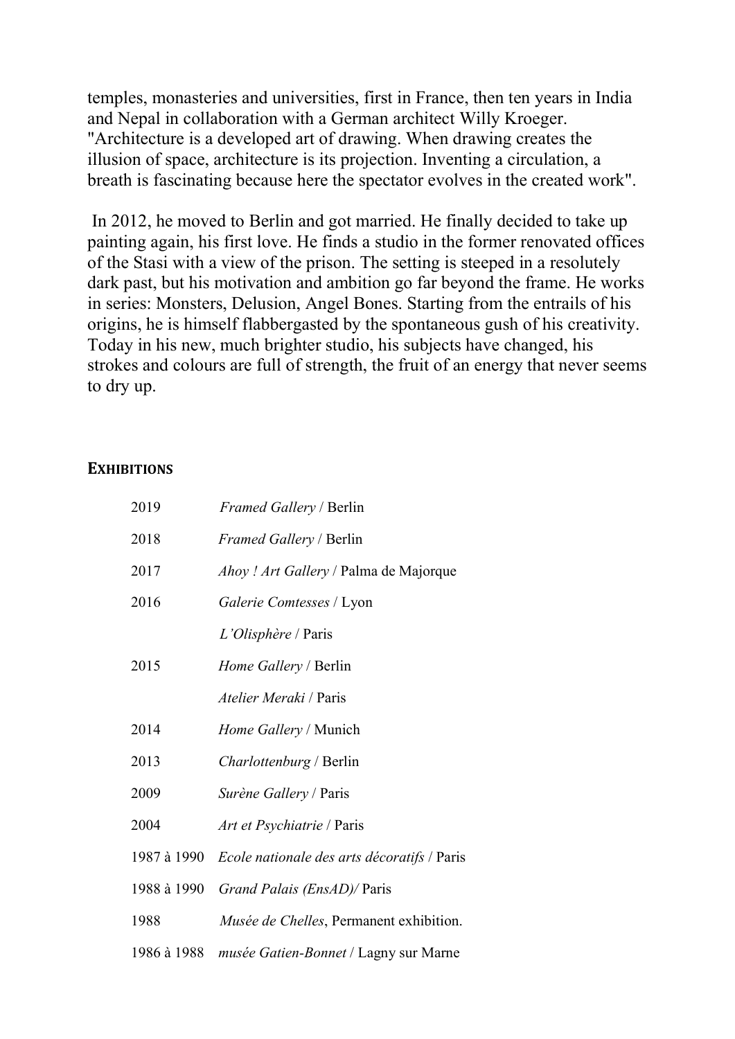temples, monasteries and universities, first in France, then ten years in India and Nepal in collaboration with a German architect Willy Kroeger. "Architecture is a developed art of drawing. When drawing creates the illusion of space, architecture is its projection. Inventing a circulation, a breath is fascinating because here the spectator evolves in the created work".

In 2012, he moved to Berlin and got married. He finally decided to take up painting again, his first love. He finds a studio in the former renovated offices of the Stasi with a view of the prison. The setting is steeped in a resolutely dark past, but his motivation and ambition go far beyond the frame. He works in series: Monsters, Delusion, Angel Bones. Starting from the entrails of his origins, he is himself flabbergasted by the spontaneous gush of his creativity. Today in his new, much brighter studio, his subjects have changed, his strokes and colours are full of strength, the fruit of an energy that never seems to dry up.

## **Exhibitions**

| | |
|---|---|
| 2019 | *Framed Gallery* / Berlin |
| 2018 | *Framed Gallery* / Berlin |
| 2017 | *Ahoy ! Art Gallery* / Palma de Majorque |
| 2016 | *Galerie Comtesses* / Lyon |
| | *L'Olisphère* / Paris |
| 2015 | *Home Gallery* / Berlin |
| | *Atelier Meraki* / Paris |
| 2014 | *Home Gallery* / Munich |
| 2013 | *Charlottenburg* / Berlin |
| 2009 | *Surène Gallery* / Paris |
| 2004 | *Art et Psychiatrie* / Paris |
| 1987 à 1990 | *Ecole nationale des arts décoratifs* / Paris |
| 1988 à 1990 | *Grand Palais (EnsAD)/* Paris |
| 1988 | *Musée de Chelles*, Permanent exhibition. |
| 1986 à 1988 | *musée Gatien-Bonnet* / Lagny sur Marne |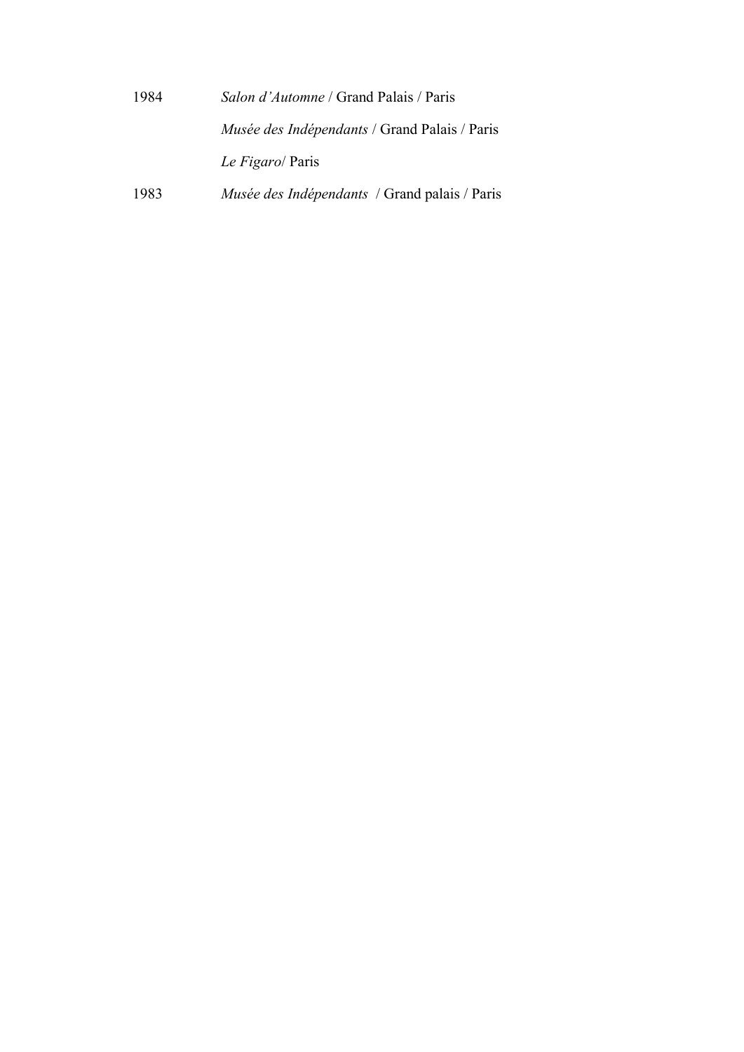| | |
|---|---|
| 1984 | *Salon d'Automne* / Grand Palais / Paris |
| | *Musée des Indépendants* / Grand Palais / Paris |
| | *Le Figaro*/ Paris |
| 1983 | *Musée des Indépendants* / Grand palais / Paris |